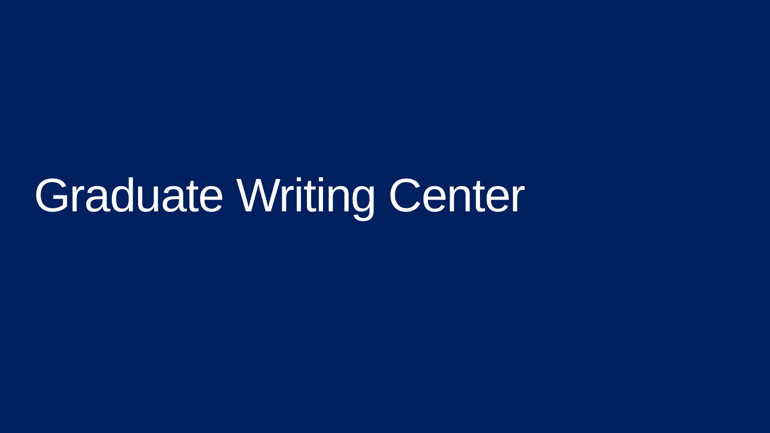# Graduate Writing Center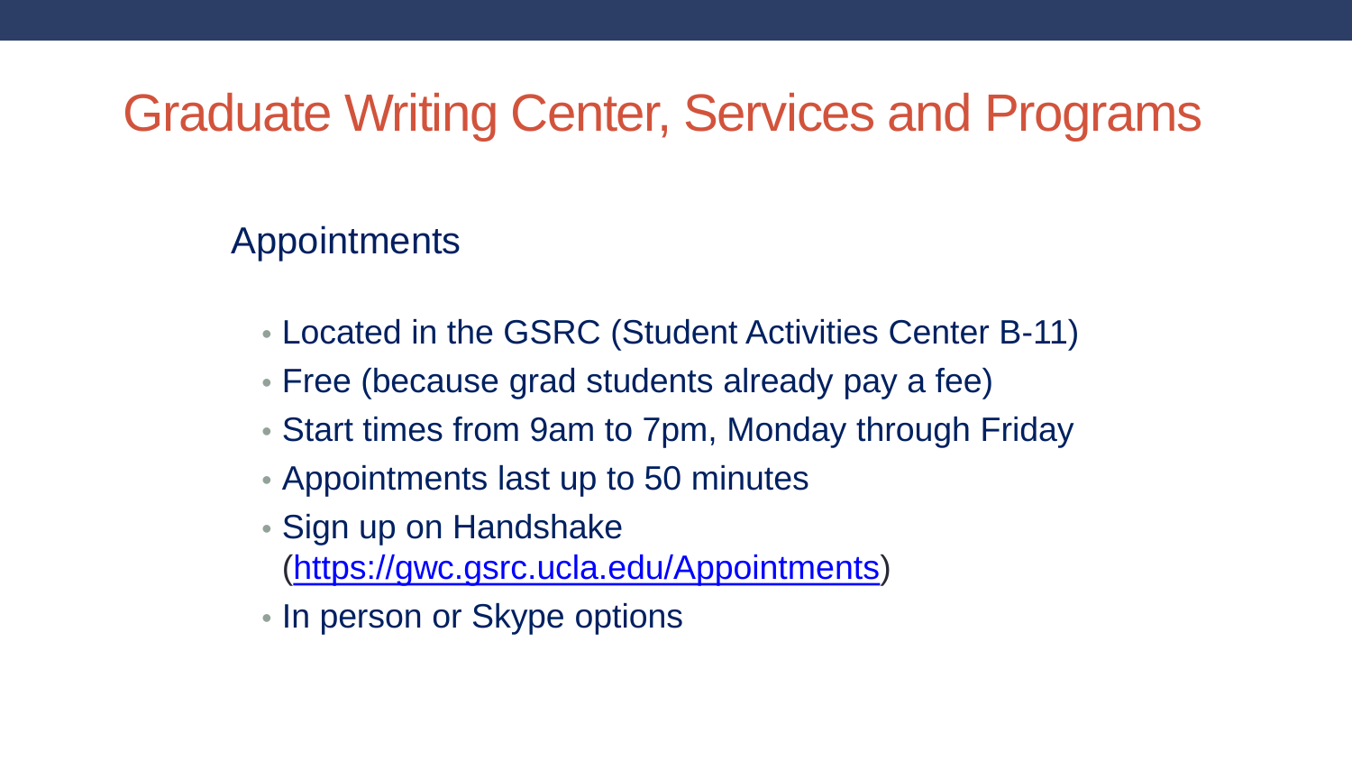# Graduate Writing Center, Services and Programs

## Appointments

- Located in the GSRC (Student Activities Center B-11)
- Free (because grad students already pay a fee)
- Start times from 9am to 7pm, Monday through Friday
- Appointments last up to 50 minutes
- Sign up on Handshake (https://gwc.gsrc.ucla.edu/Appointments)
- In person or Skype options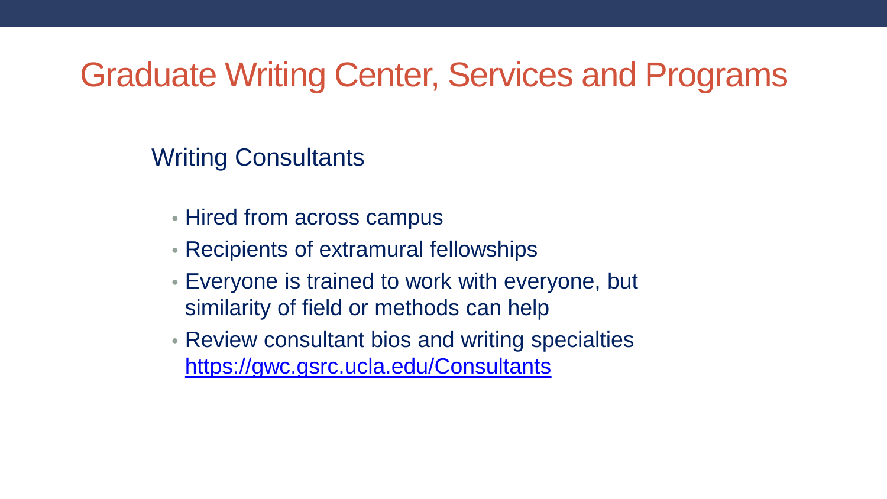# Graduate Writing Center, Services and Programs

## Writing Consultants

- Hired from across campus
- Recipients of extramural fellowships
- Everyone is trained to work with everyone, but similarity of field or methods can help
- Review consultant bios and writing specialties [https://gwc.gsrc.ucla.edu/Consultants](https://gwc.gsrc.ucla.edu/Consultants)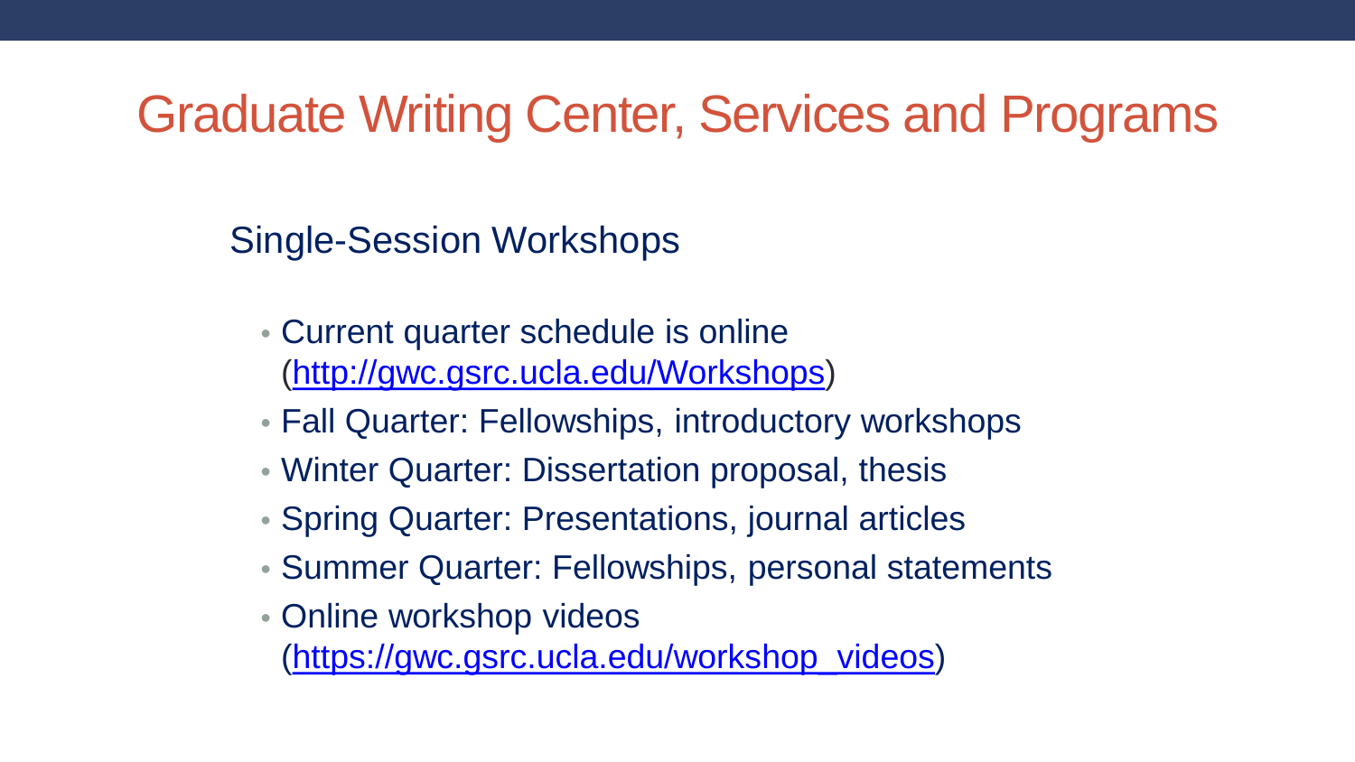# Graduate Writing Center, Services and Programs

## Single-Session Workshops

- Current quarter schedule is online (http://gwc.gsrc.ucla.edu/Workshops)
- Fall Quarter: Fellowships, introductory workshops
- Winter Quarter: Dissertation proposal, thesis
- Spring Quarter: Presentations, journal articles
- Summer Quarter: Fellowships, personal statements
- Online workshop videos (https://gwc.gsrc.ucla.edu/workshop_videos)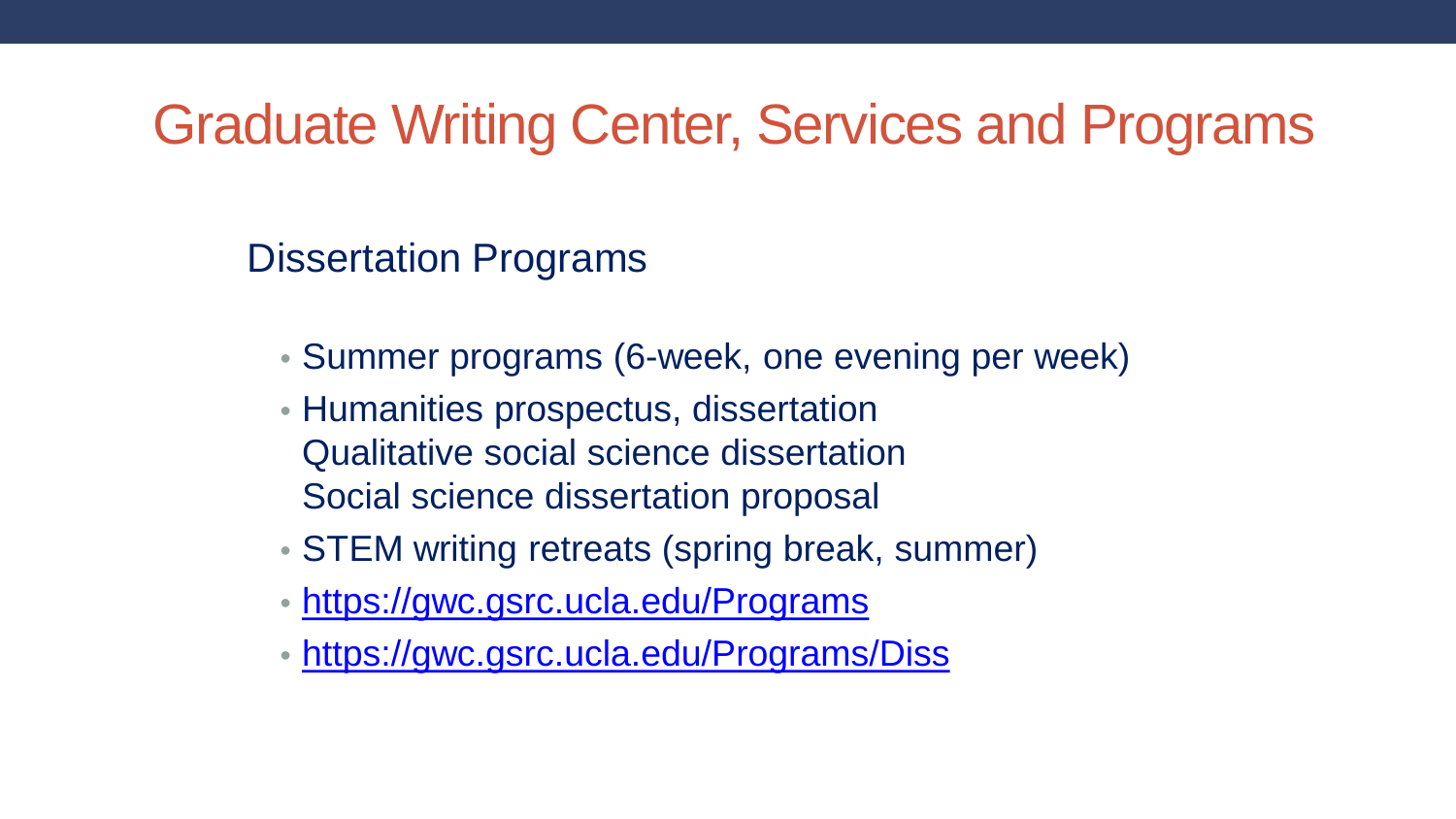# Graduate Writing Center, Services and Programs

## Dissertation Programs

- Summer programs (6-week, one evening per week)
- Humanities prospectus, dissertation
  Qualitative social science dissertation
  Social science dissertation proposal
- STEM writing retreats (spring break, summer)
- [https://gwc.gsrc.ucla.edu/Programs](https://gwc.gsrc.ucla.edu/Programs)
- [https://gwc.gsrc.ucla.edu/Programs/Diss](https://gwc.gsrc.ucla.edu/Programs/Diss)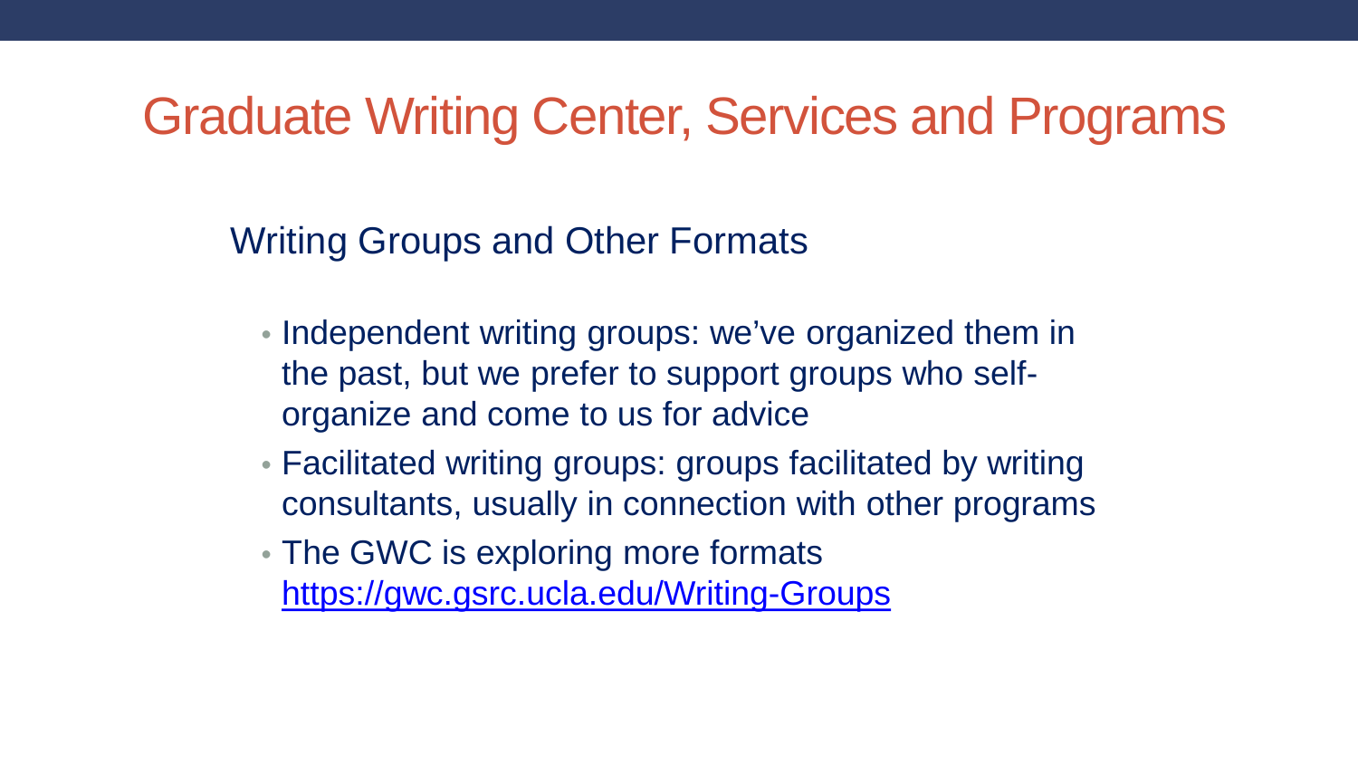# Graduate Writing Center, Services and Programs

## Writing Groups and Other Formats

- Independent writing groups: we've organized them in the past, but we prefer to support groups who self-organize and come to us for advice
- Facilitated writing groups: groups facilitated by writing consultants, usually in connection with other programs
- The GWC is exploring more formats https://gwc.gsrc.ucla.edu/Writing-Groups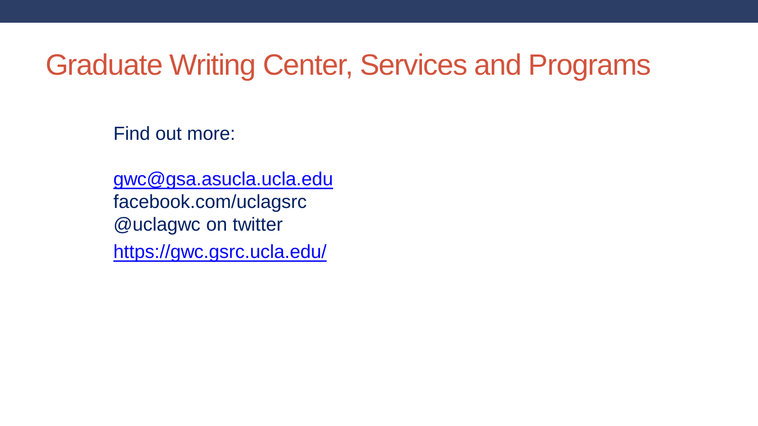# Graduate Writing Center, Services and Programs

Find out more:

gwc@gsa.asucla.ucla.edu
facebook.com/uclagsrc
@uclagwc on twitter
https://gwc.gsrc.ucla.edu/